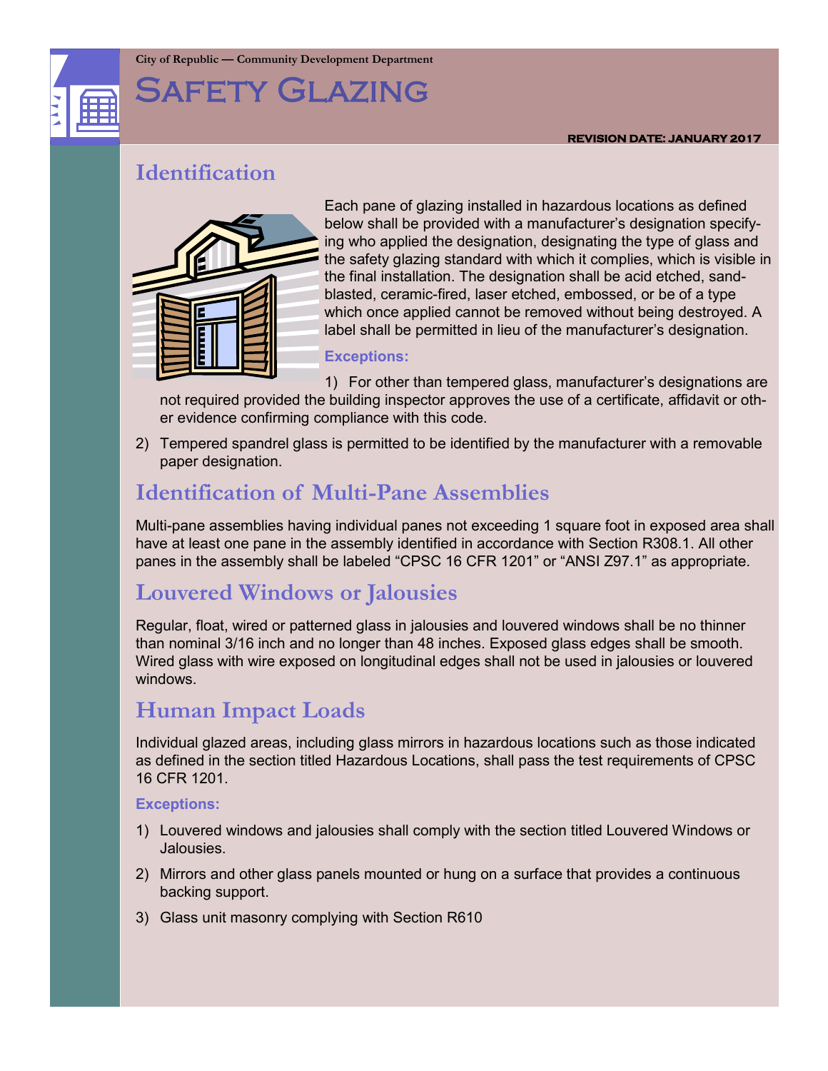City of Republic — Community Development Department

# Safety Glazing

**REVISION DATE: JANUARY 2017**

## Identification

Each pane of glazing installed in hazardous locations as defined below shall be provided with a manufacturer's designation specifying who applied the designation, designating the type of glass and the safety glazing standard with which it complies, which is visible in the final installation. The designation shall be acid etched, sandblasted, ceramic-fired, laser etched, embossed, or be of a type which once applied cannot be removed without being destroyed. A label shall be permitted in lieu of the manufacturer's designation.

**Exceptions:**

1) For other than tempered glass, manufacturer's designations are not required provided the building inspector approves the use of a certificate, affidavit or other evidence confirming compliance with this code.
2) Tempered spandrel glass is permitted to be identified by the manufacturer with a removable paper designation.

## Identification of Multi-Pane Assemblies

Multi-pane assemblies having individual panes not exceeding 1 square foot in exposed area shall have at least one pane in the assembly identified in accordance with Section R308.1. All other panes in the assembly shall be labeled "CPSC 16 CFR 1201" or "ANSI Z97.1" as appropriate.

## Louvered Windows or Jalousies

Regular, float, wired or patterned glass in jalousies and louvered windows shall be no thinner than nominal 3/16 inch and no longer than 48 inches. Exposed glass edges shall be smooth. Wired glass with wire exposed on longitudinal edges shall not be used in jalousies or louvered windows.

## Human Impact Loads

Individual glazed areas, including glass mirrors in hazardous locations such as those indicated as defined in the section titled Hazardous Locations, shall pass the test requirements of CPSC 16 CFR 1201.

**Exceptions:**

1) Louvered windows and jalousies shall comply with the section titled Louvered Windows or Jalousies.
2) Mirrors and other glass panels mounted or hung on a surface that provides a continuous backing support.
3) Glass unit masonry complying with Section R610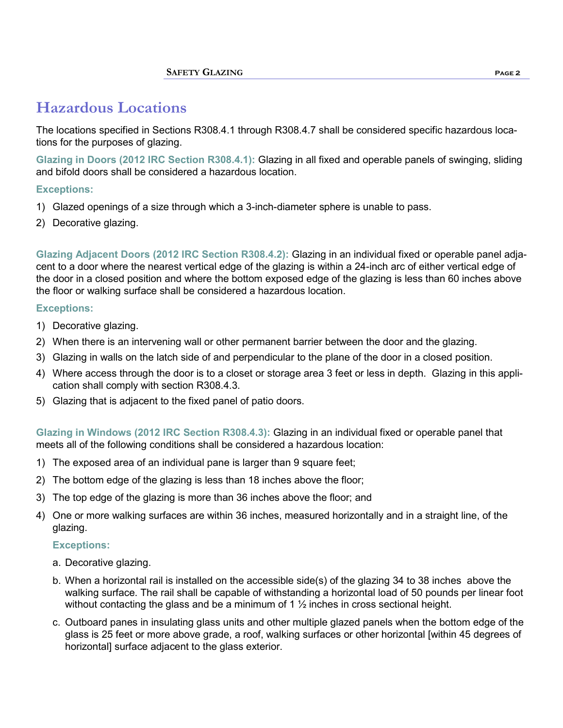## Hazardous Locations

The locations specified in Sections R308.4.1 through R308.4.7 shall be considered specific hazardous locations for the purposes of glazing.

**Glazing in Doors (2012 IRC Section R308.4.1):** Glazing in all fixed and operable panels of swinging, sliding and bifold doors shall be considered a hazardous location.

**Exceptions:**

1) Glazed openings of a size through which a 3-inch-diameter sphere is unable to pass.
2) Decorative glazing.

**Glazing Adjacent Doors (2012 IRC Section R308.4.2):** Glazing in an individual fixed or operable panel adjacent to a door where the nearest vertical edge of the glazing is within a 24-inch arc of either vertical edge of the door in a closed position and where the bottom exposed edge of the glazing is less than 60 inches above the floor or walking surface shall be considered a hazardous location.

**Exceptions:**

1) Decorative glazing.
2) When there is an intervening wall or other permanent barrier between the door and the glazing.
3) Glazing in walls on the latch side of and perpendicular to the plane of the door in a closed position.
4) Where access through the door is to a closet or storage area 3 feet or less in depth. Glazing in this application shall comply with section R308.4.3.
5) Glazing that is adjacent to the fixed panel of patio doors.

**Glazing in Windows (2012 IRC Section R308.4.3):** Glazing in an individual fixed or operable panel that meets all of the following conditions shall be considered a hazardous location:

1) The exposed area of an individual pane is larger than 9 square feet;
2) The bottom edge of the glazing is less than 18 inches above the floor;
3) The top edge of the glazing is more than 36 inches above the floor; and
4) One or more walking surfaces are within 36 inches, measured horizontally and in a straight line, of the glazing.

   **Exceptions:**

   a. Decorative glazing.
   b. When a horizontal rail is installed on the accessible side(s) of the glazing 34 to 38 inches above the walking surface. The rail shall be capable of withstanding a horizontal load of 50 pounds per linear foot without contacting the glass and be a minimum of 1 ½ inches in cross sectional height.
   c. Outboard panes in insulating glass units and other multiple glazed panels when the bottom edge of the glass is 25 feet or more above grade, a roof, walking surfaces or other horizontal [within 45 degrees of horizontal] surface adjacent to the glass exterior.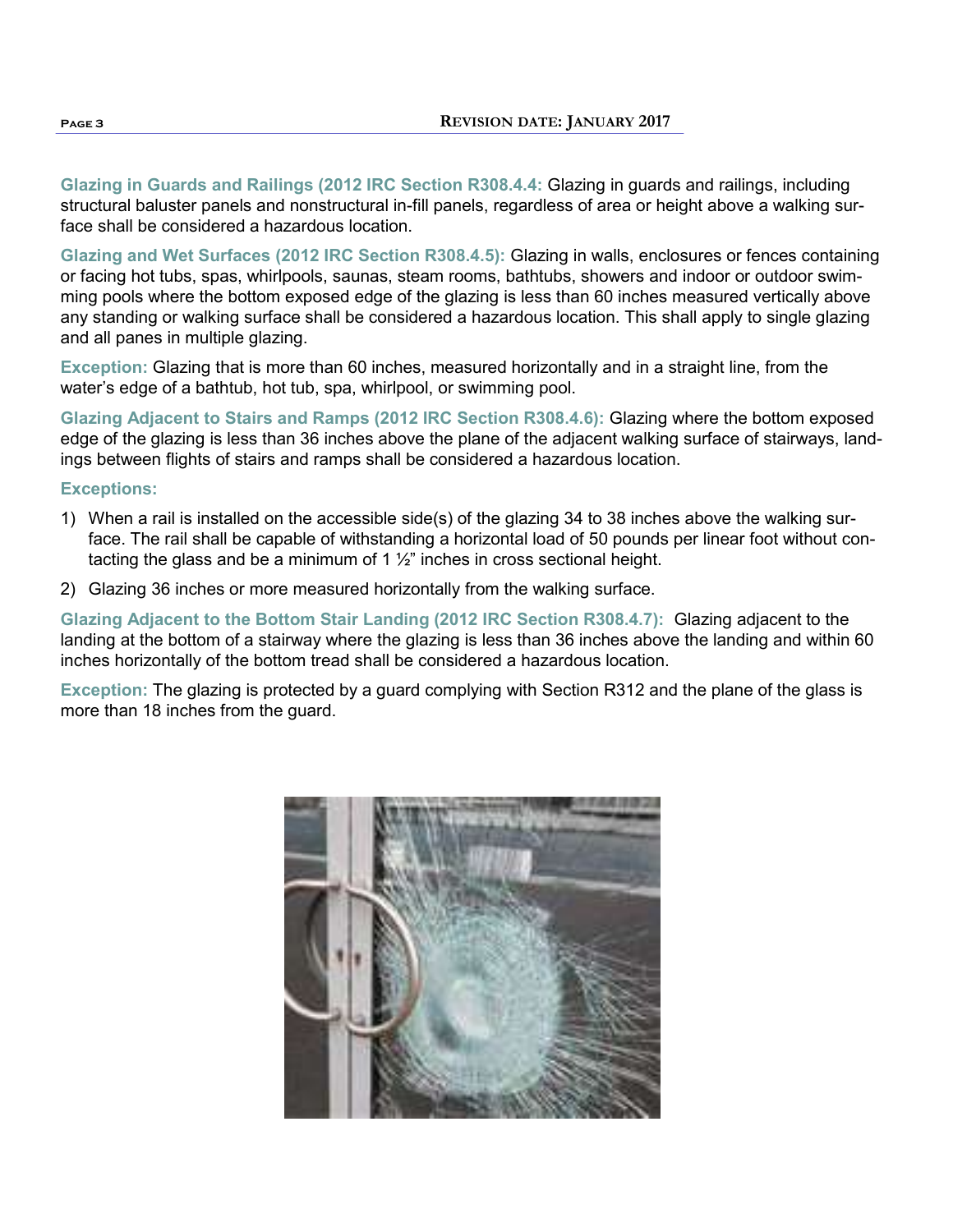**Glazing in Guards and Railings (2012 IRC Section R308.4.4:** Glazing in guards and railings, including structural baluster panels and nonstructural in-fill panels, regardless of area or height above a walking surface shall be considered a hazardous location.

**Glazing and Wet Surfaces (2012 IRC Section R308.4.5):** Glazing in walls, enclosures or fences containing or facing hot tubs, spas, whirlpools, saunas, steam rooms, bathtubs, showers and indoor or outdoor swimming pools where the bottom exposed edge of the glazing is less than 60 inches measured vertically above any standing or walking surface shall be considered a hazardous location. This shall apply to single glazing and all panes in multiple glazing.

**Exception:** Glazing that is more than 60 inches, measured horizontally and in a straight line, from the water's edge of a bathtub, hot tub, spa, whirlpool, or swimming pool.

**Glazing Adjacent to Stairs and Ramps (2012 IRC Section R308.4.6):** Glazing where the bottom exposed edge of the glazing is less than 36 inches above the plane of the adjacent walking surface of stairways, landings between flights of stairs and ramps shall be considered a hazardous location.

**Exceptions:**

1) When a rail is installed on the accessible side(s) of the glazing 34 to 38 inches above the walking surface. The rail shall be capable of withstanding a horizontal load of 50 pounds per linear foot without contacting the glass and be a minimum of 1 ½" inches in cross sectional height.
2) Glazing 36 inches or more measured horizontally from the walking surface.

**Glazing Adjacent to the Bottom Stair Landing (2012 IRC Section R308.4.7):** Glazing adjacent to the landing at the bottom of a stairway where the glazing is less than 36 inches above the landing and within 60 inches horizontally of the bottom tread shall be considered a hazardous location.

**Exception:** The glazing is protected by a guard complying with Section R312 and the plane of the glass is more than 18 inches from the guard.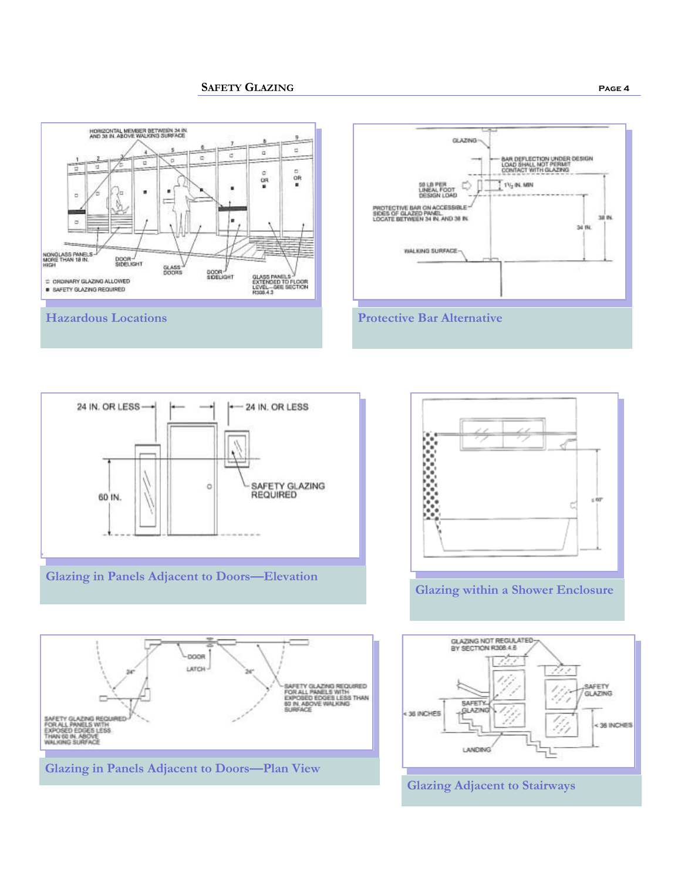HORIZONTAL MEMBER BETWEEN 34 IN. AND 38 IN. ABOVE WALKING SURFACE

NONGLASS PANELS MORE THAN 18 IN. HIGH

DOOR SIDELIGHT

GLASS DOORS

DOOR SIDELIGHT

GLASS PANELS EXTENDED TO FLOOR LEVEL—SEE SECTION R308.4.3

□ ORDINARY GLAZING ALLOWED

■ SAFETY GLAZING REQUIRED

**Hazardous Locations**

GLAZING

BAR DEFLECTION UNDER DESIGN LOAD SHALL NOT PERMIT CONTACT WITH GLAZING

50 LB PER LINEAL FOOT DESIGN LOAD

1½ IN. MIN

PROTECTIVE BAR ON ACCESSIBLE SIDES OF GLAZED PANEL. LOCATE BETWEEN 34 IN. AND 38 IN.

38 IN.

34 IN.

WALKING SURFACE

**Protective Bar Alternative**

24 IN. OR LESS

24 IN. OR LESS

60 IN.

SAFETY GLAZING REQUIRED

**Glazing in Panels Adjacent to Doors—Elevation**

≤ 60"

**Glazing within a Shower Enclosure**

DOOR

LATCH

24"

24"

SAFETY GLAZING REQUIRED FOR ALL PANELS WITH EXPOSED EDGES LESS THAN 60 IN. ABOVE WALKING SURFACE

SAFETY GLAZING REQUIRED FOR ALL PANELS WITH EXPOSED EDGES LESS THAN 60 IN. ABOVE WALKING SURFACE

**Glazing in Panels Adjacent to Doors—Plan View**

GLAZING NOT REGULATED BY SECTION R308.4.6

SAFETY GLAZING

SAFETY GLAZING

< 36 INCHES

< 36 INCHES

LANDING

**Glazing Adjacent to Stairways**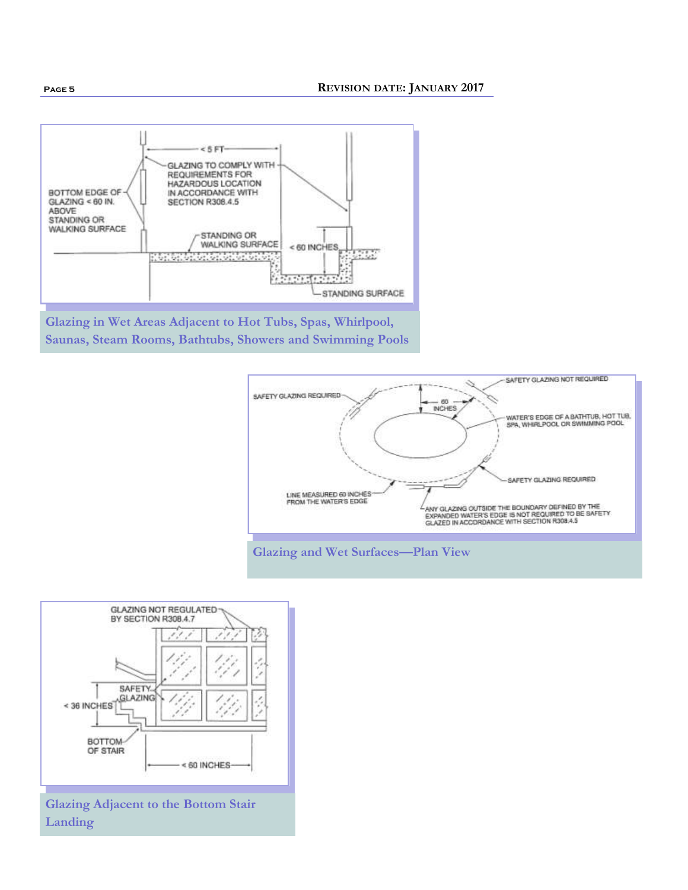BOTTOM EDGE OF GLAZING < 60 IN. ABOVE STANDING OR WALKING SURFACE

< 5 FT

GLAZING TO COMPLY WITH REQUIREMENTS FOR HAZARDOUS LOCATION IN ACCORDANCE WITH SECTION R308.4.5

STANDING OR WALKING SURFACE

< 60 INCHES

STANDING SURFACE

Glazing in Wet Areas Adjacent to Hot Tubs, Spas, Whirlpool, Saunas, Steam Rooms, Bathtubs, Showers and Swimming Pools

SAFETY GLAZING REQUIRED

60 INCHES

SAFETY GLAZING NOT REQUIRED

WATER'S EDGE OF A BATHTUB, HOT TUB, SPA, WHIRLPOOL OR SWIMMING POOL

SAFETY GLAZING REQUIRED

LINE MEASURED 60 INCHES FROM THE WATER'S EDGE

ANY GLAZING OUTSIDE THE BOUNDARY DEFINED BY THE EXPANDED WATER'S EDGE IS NOT REQUIRED TO BE SAFETY GLAZED IN ACCORDANCE WITH SECTION R308.4.5

Glazing and Wet Surfaces—Plan View

GLAZING NOT REGULATED BY SECTION R308.4.7

SAFETY GLAZING

< 36 INCHES

BOTTOM OF STAIR

< 60 INCHES

Glazing Adjacent to the Bottom Stair Landing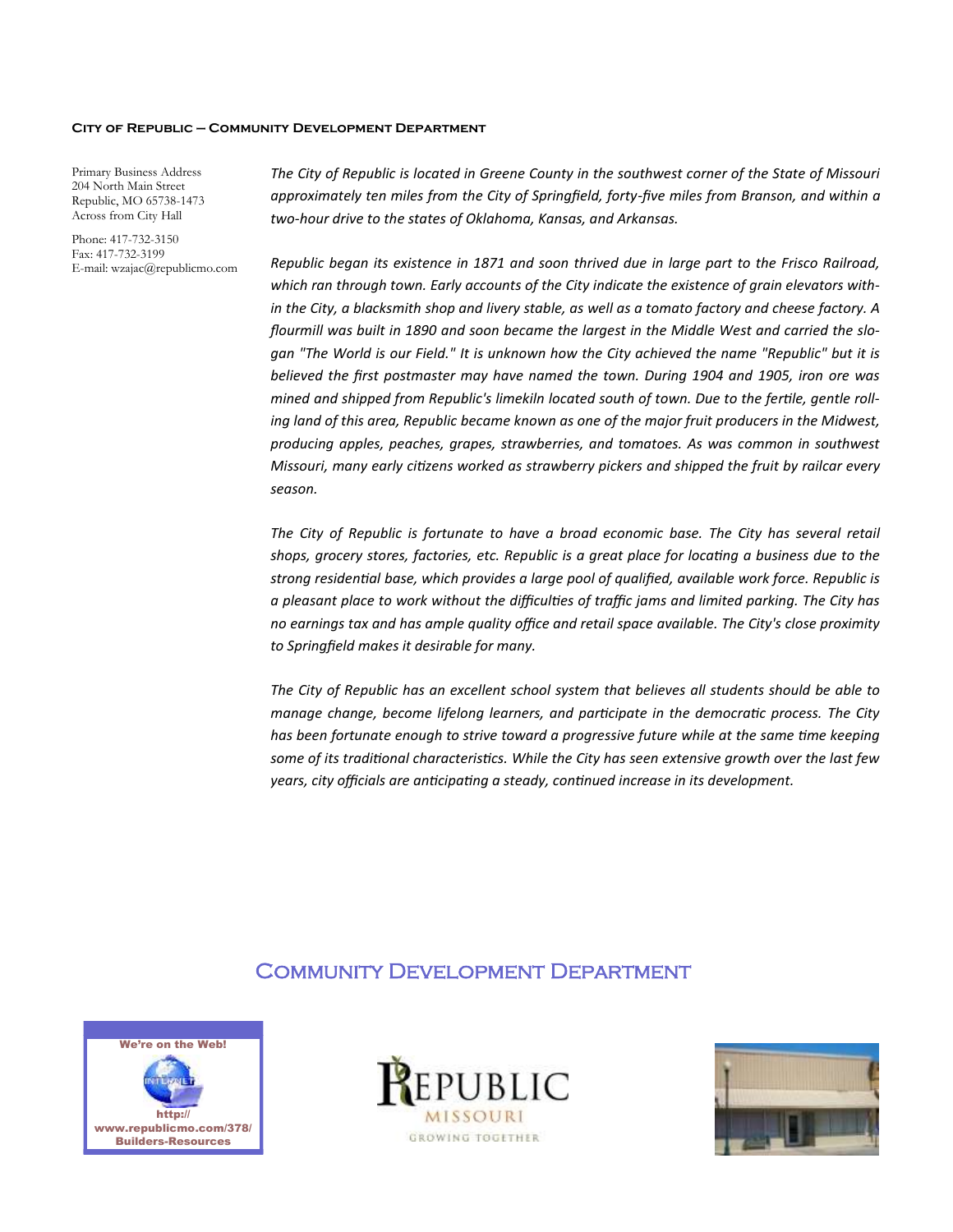**City of Republic – Community Development Department**

Primary Business Address
204 North Main Street
Republic, MO 65738-1473
Across from City Hall

Phone: 417-732-3150
Fax: 417-732-3199
E-mail: wzajac@republicmo.com

*The City of Republic is located in Greene County in the southwest corner of the State of Missouri approximately ten miles from the City of Springfield, forty-five miles from Branson, and within a two-hour drive to the states of Oklahoma, Kansas, and Arkansas.*

*Republic began its existence in 1871 and soon thrived due in large part to the Frisco Railroad, which ran through town. Early accounts of the City indicate the existence of grain elevators within the City, a blacksmith shop and livery stable, as well as a tomato factory and cheese factory. A flourmill was built in 1890 and soon became the largest in the Middle West and carried the slogan "The World is our Field." It is unknown how the City achieved the name "Republic" but it is believed the first postmaster may have named the town. During 1904 and 1905, iron ore was mined and shipped from Republic's limekiln located south of town. Due to the fertile, gentle rolling land of this area, Republic became known as one of the major fruit producers in the Midwest, producing apples, peaches, grapes, strawberries, and tomatoes. As was common in southwest Missouri, many early citizens worked as strawberry pickers and shipped the fruit by railcar every season.*

*The City of Republic is fortunate to have a broad economic base. The City has several retail shops, grocery stores, factories, etc. Republic is a great place for locating a business due to the strong residential base, which provides a large pool of qualified, available work force. Republic is a pleasant place to work without the difficulties of traffic jams and limited parking. The City has no earnings tax and has ample quality office and retail space available. The City's close proximity to Springfield makes it desirable for many.*

*The City of Republic has an excellent school system that believes all students should be able to manage change, become lifelong learners, and participate in the democratic process. The City has been fortunate enough to strive toward a progressive future while at the same time keeping some of its traditional characteristics. While the City has seen extensive growth over the last few years, city officials are anticipating a steady, continued increase in its development.*

## Community Development Department

We're on the Web!

http://www.republicmo.com/378/Builders-Resources

Republic Missouri
Growing Together